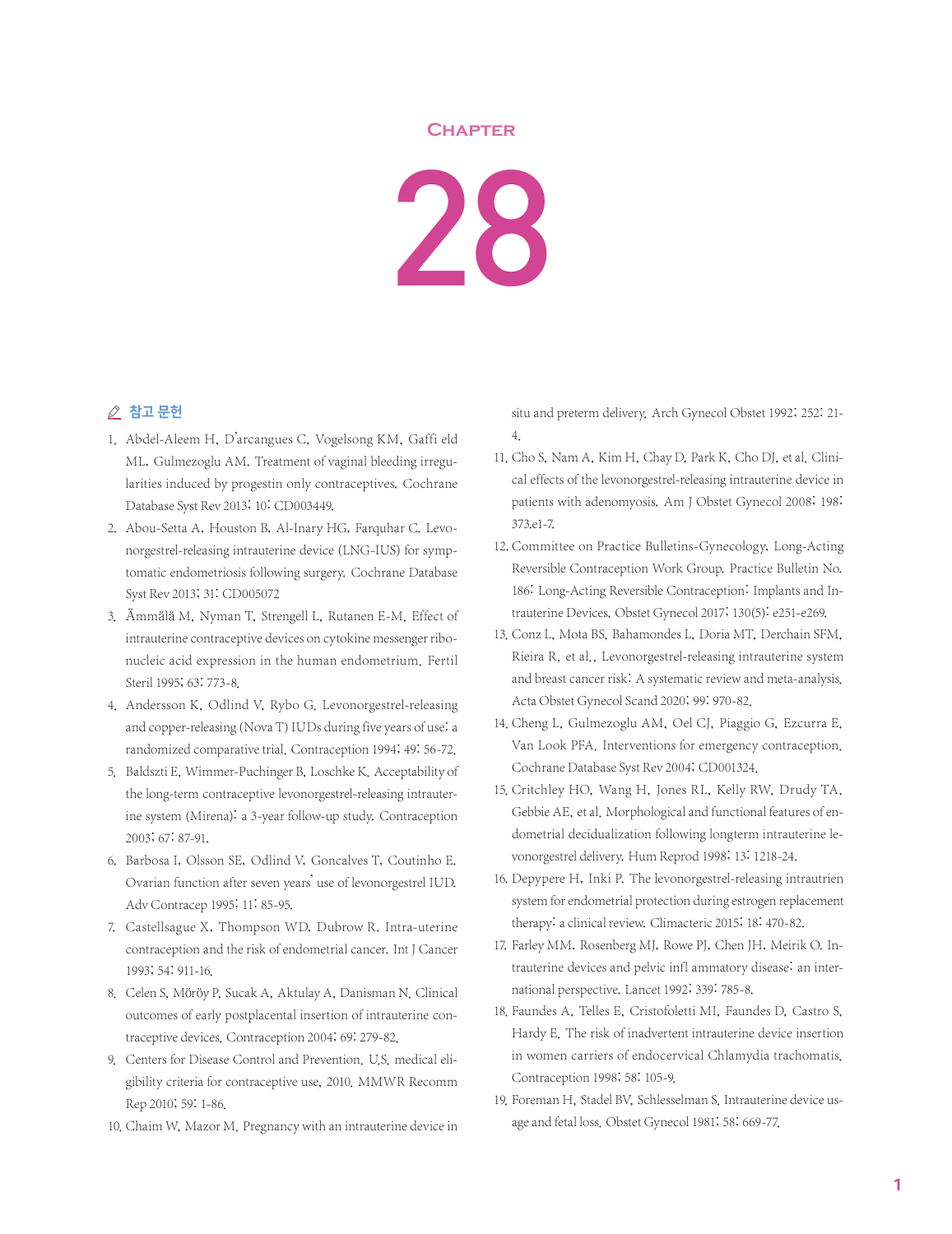# Chapter

# 28

## 참고 문헌

1. Abdel-Aleem H, D'arcangues C, Vogelsong KM, Gaffi eld ML, Gulmezoglu AM. Treatment of vaginal bleeding irregularities induced by progestin only contraceptives. Cochrane Database Syst Rev 2013; 10: CD003449.
2. Abou-Setta A, Houston B, Al-Inary HG, Farquhar C. Levonorgestrel-releasing intrauterine device (LNG-IUS) for symptomatic endometriosis following surgery. Cochrane Database Syst Rev 2013; 31: CD005072
3. Ämmälä M, Nyman T, Strengell L, Rutanen E-M. Effect of intrauterine contraceptive devices on cytokine messenger ribonucleic acid expression in the human endometrium. Fertil Steril 1995; 63: 773-8.
4. Andersson K, Odlind V, Rybo G. Levonorgestrel-releasing and copper-releasing (Nova T) IUDs during five years of use: a randomized comparative trial. Contraception 1994; 49: 56-72.
5. Baldszti E, Wimmer-Puchinger B, Loschke K. Acceptability of the long-term contraceptive levonorgestrel-releasing intrauterine system (Mirena): a 3-year follow-up study. Contraception 2003; 67: 87-91.
6. Barbosa I, Olsson SE, Odlind V, Goncalves T, Coutinho E. Ovarian function after seven years' use of levonorgestrel IUD. Adv Contracep 1995; 11: 85-95.
7. Castellsague X, Thompson WD, Dubrow R. Intra-uterine contraception and the risk of endometrial cancer. Int J Cancer 1993; 54: 911-16.
8. Celen S, Möröy P, Sucak A, Aktulay A, Danisman N. Clinical outcomes of early postplacental insertion of intrauterine contraceptive devices. Contraception 2004; 69: 279-82.
9. Centers for Disease Control and Prevention. U.S. medical eligibility criteria for contraceptive use, 2010. MMWR Recomm Rep 2010; 59: 1-86.
10. Chaim W, Mazor M. Pregnancy with an intrauterine device in situ and preterm delivery. Arch Gynecol Obstet 1992; 252: 21-4.
11. Cho S, Nam A, Kim H, Chay D, Park K, Cho DJ, et al. Clinical effects of the levonorgestrel-releasing intrauterine device in patients with adenomyosis. Am J Obstet Gynecol 2008; 198: 373.e1-7.
12. Committee on Practice Bulletins-Gynecology, Long-Acting Reversible Contraception Work Group. Practice Bulletin No. 186: Long-Acting Reversible Contraception: Implants and Intrauterine Devices. Obstet Gynecol 2017; 130(5): e251-e269.
13. Conz L, Mota BS, Bahamondes L, Doria MT, Derchain SFM, Rieira R, et al., Levonorgestrel-releasing intrauterine system and breast cancer risk: A systematic review and meta-analysis. Acta Obstet Gynecol Scand 2020; 99: 970-82.
14. Cheng L, Gulmezoglu AM, Oel CJ, Piaggio G, Ezcurra E, Van Look PFA. Interventions for emergency contraception. Cochrane Database Syst Rev 2004; CD001324.
15. Critchley HO, Wang H, Jones RL, Kelly RW, Drudy TA, Gebbie AE, et al. Morphological and functional features of endometrial decidualization following longterm intrauterine levonorgestrel delivery. Hum Reprod 1998; 13: 1218-24.
16. Depypere H, Inki P. The levonorgestrel-releasing intrautrien system for endometrial protection during estrogen replacement therapy: a clinical review. Climacteric 2015; 18: 470-82.
17. Farley MM, Rosenberg MJ, Rowe PJ, Chen JH, Meirik O. Intrauterine devices and pelvic infl ammatory disease: an international perspective. Lancet 1992; 339: 785-8.
18. Faundes A, Telles E, Cristofoletti MI, Faundes D, Castro S, Hardy E. The risk of inadvertent intrauterine device insertion in women carriers of endocervical Chlamydia trachomatis. Contraception 1998; 58: 105-9.
19. Foreman H, Stadel BV, Schlesselman S. Intrauterine device usage and fetal loss. Obstet Gynecol 1981; 58: 669-77.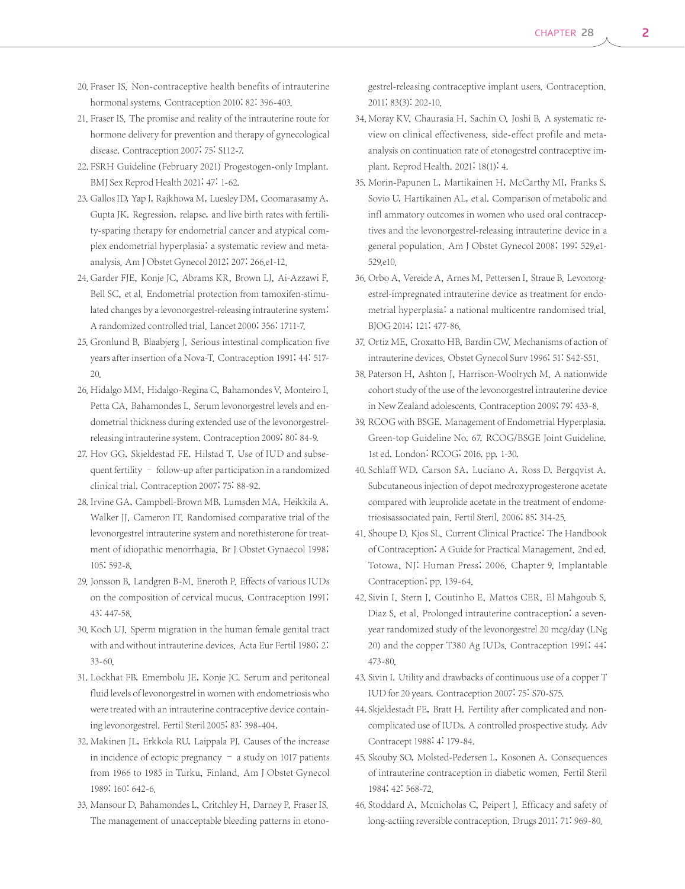20. Fraser IS. Non-contraceptive health benefits of intrauterine hormonal systems. Contraception 2010; 82: 396-403.
21. Fraser IS. The promise and reality of the intrauterine route for hormone delivery for prevention and therapy of gynecological disease. Contraception 2007; 75: S112-7.
22. FSRH Guideline (February 2021) Progestogen-only Implant. BMJ Sex Reprod Health 2021; 47: 1-62.
23. Gallos ID, Yap J, Rajkhowa M, Luesley DM, Coomarasamy A, Gupta JK. Regression, relapse, and live birth rates with fertility-sparing therapy for endometrial cancer and atypical complex endometrial hyperplasia: a systematic review and meta-analysis. Am J Obstet Gynecol 2012; 207: 266.e1-12.
24. Garder FJE, Konje JC, Abrams KR, Brown LJ, Ai-Azzawi F, Bell SC, et al. Endometrial protection from tamoxifen-stimulated changes by a levonorgestrel-releasing intrauterine system: A randomized controlled trial. Lancet 2000; 356: 1711-7.
25. Gronlund B, Blaabjerg J. Serious intestinal complication five years after insertion of a Nova-T. Contraception 1991; 44: 517-20.
26. Hidalgo MM, Hidalgo-Regina C, Bahamondes V, Monteiro I, Petta CA, Bahamondes L. Serum levonorgestrel levels and endometrial thickness during extended use of the levonorgestrel-releasing intrauterine system. Contraception 2009; 80: 84-9.
27. Hov GG, Skjeldestad FE, Hilstad T. Use of IUD and subsequent fertility – follow-up after participation in a randomized clinical trial. Contraception 2007; 75: 88-92.
28. Irvine GA, Campbell-Brown MB, Lumsden MA, Heikkila A, Walker JJ, Cameron IT. Randomised comparative trial of the levonorgestrel intrauterine system and norethisterone for treatment of idiopathic menorrhagia. Br J Obstet Gynaecol 1998; 105: 592-8.
29. Jonsson B, Landgren B-M, Eneroth P. Effects of various IUDs on the composition of cervical mucus. Contraception 1991; 43: 447-58.
30. Koch UJ. Sperm migration in the human female genital tract with and without intrauterine devices. Acta Eur Fertil 1980; 2: 33-60.
31. Lockhat FB, Emembolu JE, Konje JC. Serum and peritoneal fluid levels of levonorgestrel in women with endometriosis who were treated with an intrauterine contraceptive device containing levonorgestrel. Fertil Steril 2005; 83: 398-404.
32. Makinen JL, Erkkola RU, Laippala PJ. Causes of the increase in incidence of ectopic pregnancy – a study on 1017 patients from 1966 to 1985 in Turku, Finland. Am J Obstet Gynecol 1989; 160: 642-6.
33. Mansour D, Bahamondes L, Critchley H, Darney P, Fraser IS. The management of unacceptable bleeding patterns in etonogestrel-releasing contraceptive implant users. Contraception. 2011; 83(3): 202-10.
34. Moray KV, Chaurasia H, Sachin O, Joshi B. A systematic review on clinical effectiveness, side-effect profile and meta-analysis on continuation rate of etonogestrel contraceptive implant. Reprod Health. 2021; 18(1): 4.
35. Morin-Papunen L, Martikainen H, McCarthy MI, Franks S, Sovio U, Hartikainen AL, et al. Comparison of metabolic and infl ammatory outcomes in women who used oral contraceptives and the levonorgestrel-releasing intrauterine device in a general population. Am J Obstet Gynecol 2008; 199: 529.e1-529.e10.
36. Orbo A, Vereide A, Arnes M, Pettersen I, Straue B. Levonorgestrel-impregnated intrauterine device as treatment for endometrial hyperplasia: a national multicentre randomised trial. BJOG 2014; 121: 477-86.
37. Ortiz ME, Croxatto HB, Bardin CW. Mechanisms of action of intrauterine devices. Obstet Gynecol Surv 1996; 51: S42-S51.
38. Paterson H, Ashton J, Harrison-Woolrych M. A nationwide cohort study of the use of the levonorgestrel intrauterine device in New Zealand adolescents. Contraception 2009; 79: 433-8.
39. RCOG with BSGE. Management of Endometrial Hyperplasia. Green-top Guideline No. 67. RCOG/BSGE Joint Guideline. 1st ed. London: RCOG; 2016. pp. 1-30.
40. Schlaff WD, Carson SA, Luciano A, Ross D, Bergqvist A. Subcutaneous injection of depot medroxyprogesterone acetate compared with leuprolide acetate in the treatment of endometriosisassociated pain. Fertil Steril. 2006; 85: 314-25.
41. Shoupe D, Kjos SL. Current Clinical Practice: The Handbook of Contraception: A Guide for Practical Management. 2nd ed. Totowa, NJ: Human Press; 2006. Chapter 9, Implantable Contraception; pp. 139-64.
42. Sivin I, Stern J, Coutinho E, Mattos CER, El Mahgoub S, Diaz S, et al. Prolonged intrauterine contraception: a seven-year randomized study of the levonorgestrel 20 mcg/day (LNg 20) and the copper T380 Ag IUDs. Contraception 1991; 44: 473-80.
43. Sivin I. Utility and drawbacks of continuous use of a copper T IUD for 20 years. Contraception 2007; 75: S70-S75.
44. Skjeldestadt FE, Bratt H. Fertility after complicated and non-complicated use of IUDs. A controlled prospective study. Adv Contracept 1988; 4: 179-84.
45. Skouby SO, Molsted-Pedersen L, Kosonen A. Consequences of intrauterine contraception in diabetic women. Fertil Steril 1984; 42: 568-72.
46. Stoddard A, Mcnicholas C, Peipert J. Efficacy and safety of long-actiing reversible contraception. Drugs 2011; 71: 969-80.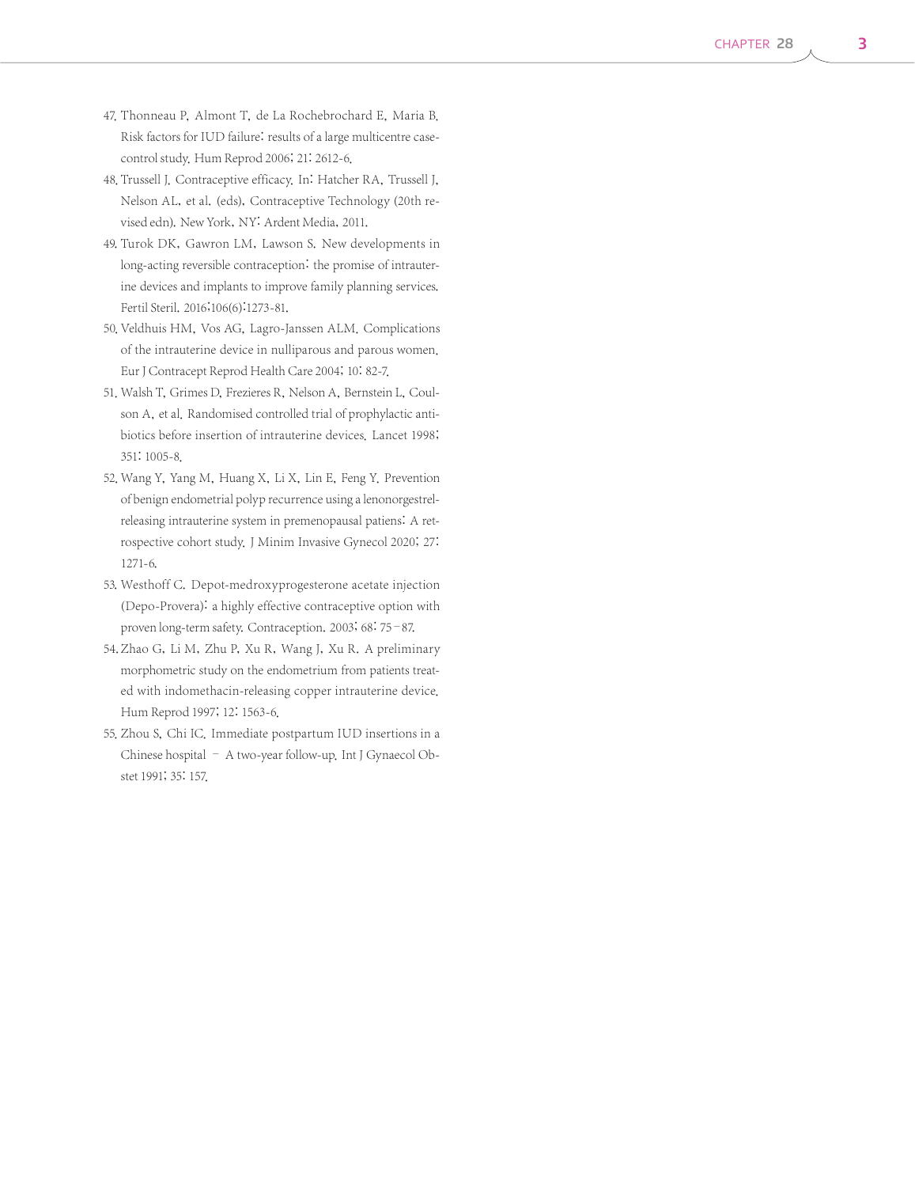47. Thonneau P, Almont T, de La Rochebrochard E, Maria B. Risk factors for IUD failure: results of a large multicentre case-control study. Hum Reprod 2006; 21: 2612-6.
48. Trussell J. Contraceptive efficacy. In: Hatcher RA, Trussell J, Nelson AL, et al. (eds). Contraceptive Technology (20th revised edn). New York, NY: Ardent Media, 2011.
49. Turok DK, Gawron LM, Lawson S. New developments in long-acting reversible contraception: the promise of intrauterine devices and implants to improve family planning services. Fertil Steril. 2016;106(6):1273-81.
50. Veldhuis HM, Vos AG, Lagro-Janssen ALM. Complications of the intrauterine device in nulliparous and parous women. Eur J Contracept Reprod Health Care 2004; 10: 82-7.
51. Walsh T, Grimes D, Frezieres R, Nelson A, Bernstein L, Coulson A, et al. Randomised controlled trial of prophylactic antibiotics before insertion of intrauterine devices. Lancet 1998; 351: 1005-8.
52. Wang Y, Yang M, Huang X, Li X, Lin E, Feng Y. Prevention of benign endometrial polyp recurrence using a lenonorgestrel-releasing intrauterine system in premenopausal patiens: A retrospective cohort study. J Minim Invasive Gynecol 2020; 27: 1271-6.
53. Westhoff C. Depot-medroxyprogesterone acetate injection (Depo-Provera): a highly effective contraceptive option with proven long-term safety. Contraception. 2003; 68: 75–87.
54. Zhao G, Li M, Zhu P, Xu R, Wang J, Xu R. A preliminary morphometric study on the endometrium from patients treated with indomethacin-releasing copper intrauterine device. Hum Reprod 1997; 12: 1563-6.
55. Zhou S, Chi IC. Immediate postpartum IUD insertions in a Chinese hospital – A two-year follow-up. Int J Gynaecol Obstet 1991; 35: 157.